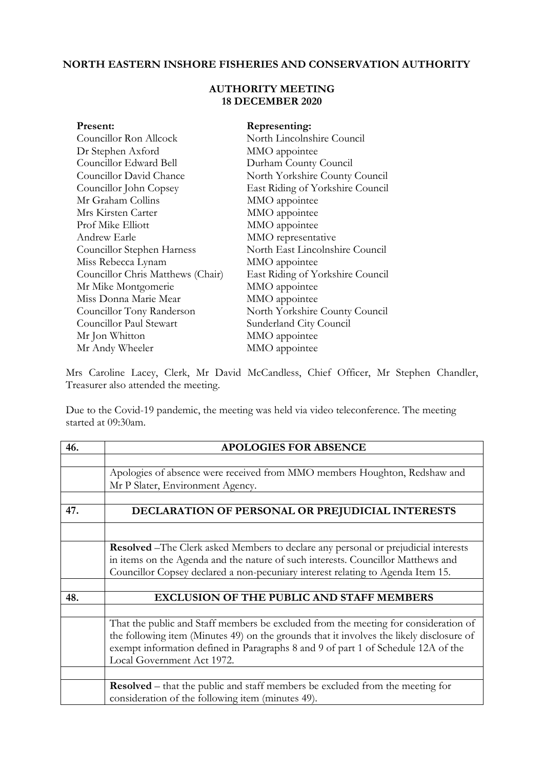**NORTH EASTERN INSHORE FISHERIES AND CONSERVATION AUTHORITY**

**AUTHORITY MEETING**
**18 DECEMBER 2020**

| **Present:** | **Representing:** |
|---|---|
| Councillor Ron Allcock | North Lincolnshire Council |
| Dr Stephen Axford | MMO appointee |
| Councillor Edward Bell | Durham County Council |
| Councillor David Chance | North Yorkshire County Council |
| Councillor John Copsey | East Riding of Yorkshire Council |
| Mr Graham Collins | MMO appointee |
| Mrs Kirsten Carter | MMO appointee |
| Prof Mike Elliott | MMO appointee |
| Andrew Earle | MMO representative |
| Councillor Stephen Harness | North East Lincolnshire Council |
| Miss Rebecca Lynam | MMO appointee |
| Councillor Chris Matthews (Chair) | East Riding of Yorkshire Council |
| Mr Mike Montgomerie | MMO appointee |
| Miss Donna Marie Mear | MMO appointee |
| Councillor Tony Randerson | North Yorkshire County Council |
| Councillor Paul Stewart | Sunderland City Council |
| Mr Jon Whitton | MMO appointee |
| Mr Andy Wheeler | MMO appointee |

Mrs Caroline Lacey, Clerk, Mr David McCandless, Chief Officer, Mr Stephen Chandler, Treasurer also attended the meeting.

Due to the Covid-19 pandemic, the meeting was held via video teleconference. The meeting started at 09:30am.

| 46. | **APOLOGIES FOR ABSENCE** |
|---|---|
| | |
| | Apologies of absence were received from MMO members Houghton, Redshaw and Mr P Slater, Environment Agency. |
| | |
| **47.** | **DECLARATION OF PERSONAL OR PREJUDICIAL INTERESTS** |
| | |
| | **Resolved** –The Clerk asked Members to declare any personal or prejudicial interests in items on the Agenda and the nature of such interests. Councillor Matthews and Councillor Copsey declared a non-pecuniary interest relating to Agenda Item 15. |
| | |
| **48.** | **EXCLUSION OF THE PUBLIC AND STAFF MEMBERS** |
| | |
| | That the public and Staff members be excluded from the meeting for consideration of the following item (Minutes 49) on the grounds that it involves the likely disclosure of exempt information defined in Paragraphs 8 and 9 of part 1 of Schedule 12A of the Local Government Act 1972. |
| | |
| | **Resolved** – that the public and staff members be excluded from the meeting for consideration of the following item (minutes 49). |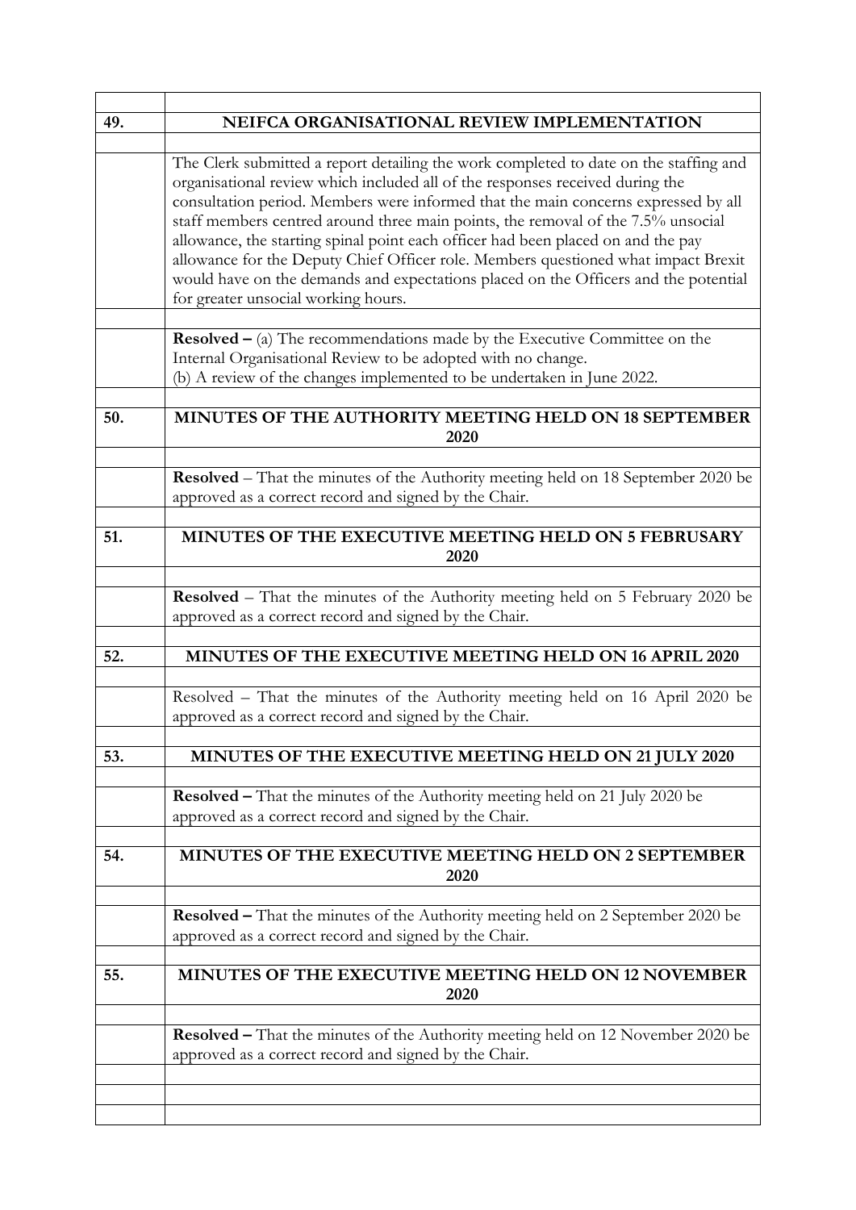| | |
|---|---|
| **49.** | **NEIFCA ORGANISATIONAL REVIEW IMPLEMENTATION** |
| | |
| | The Clerk submitted a report detailing the work completed to date on the staffing and organisational review which included all of the responses received during the consultation period. Members were informed that the main concerns expressed by all staff members centred around three main points, the removal of the 7.5% unsocial allowance, the starting spinal point each officer had been placed on and the pay allowance for the Deputy Chief Officer role. Members questioned what impact Brexit would have on the demands and expectations placed on the Officers and the potential for greater unsocial working hours. |
| | |
| | **Resolved –** (a) The recommendations made by the Executive Committee on the Internal Organisational Review to be adopted with no change.<br>(b) A review of the changes implemented to be undertaken in June 2022. |
| | |
| **50.** | **MINUTES OF THE AUTHORITY MEETING HELD ON 18 SEPTEMBER 2020** |
| | |
| | **Resolved** – That the minutes of the Authority meeting held on 18 September 2020 be approved as a correct record and signed by the Chair. |
| | |
| **51.** | **MINUTES OF THE EXECUTIVE MEETING HELD ON 5 FEBRUSARY 2020** |
| | |
| | **Resolved** – That the minutes of the Authority meeting held on 5 February 2020 be approved as a correct record and signed by the Chair. |
| | |
| **52.** | **MINUTES OF THE EXECUTIVE MEETING HELD ON 16 APRIL 2020** |
| | |
| | Resolved – That the minutes of the Authority meeting held on 16 April 2020 be approved as a correct record and signed by the Chair. |
| | |
| **53.** | **MINUTES OF THE EXECUTIVE MEETING HELD ON 21 JULY 2020** |
| | |
| | **Resolved –** That the minutes of the Authority meeting held on 21 July 2020 be approved as a correct record and signed by the Chair. |
| | |
| **54.** | **MINUTES OF THE EXECUTIVE MEETING HELD ON 2 SEPTEMBER 2020** |
| | |
| | **Resolved –** That the minutes of the Authority meeting held on 2 September 2020 be approved as a correct record and signed by the Chair. |
| | |
| **55.** | **MINUTES OF THE EXECUTIVE MEETING HELD ON 12 NOVEMBER 2020** |
| | |
| | **Resolved –** That the minutes of the Authority meeting held on 12 November 2020 be approved as a correct record and signed by the Chair. |
| | |
| | |
| | |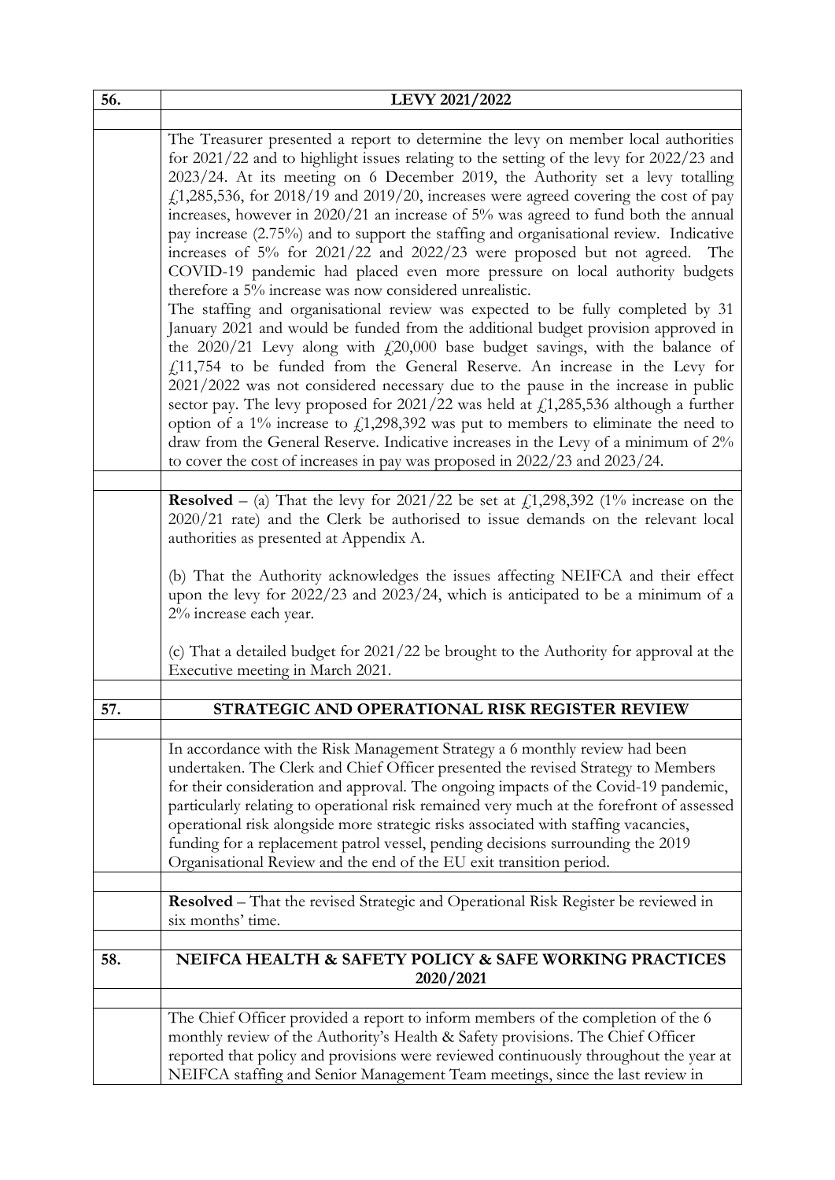| 56. | **LEVY 2021/2022** |
|---|---|
| | The Treasurer presented a report to determine the levy on member local authorities for 2021/22 and to highlight issues relating to the setting of the levy for 2022/23 and 2023/24. At its meeting on 6 December 2019, the Authority set a levy totalling £1,285,536, for 2018/19 and 2019/20, increases were agreed covering the cost of pay increases, however in 2020/21 an increase of 5% was agreed to fund both the annual pay increase (2.75%) and to support the staffing and organisational review. Indicative increases of 5% for 2021/22 and 2022/23 were proposed but not agreed. The COVID-19 pandemic had placed even more pressure on local authority budgets therefore a 5% increase was now considered unrealistic.<br>The staffing and organisational review was expected to be fully completed by 31 January 2021 and would be funded from the additional budget provision approved in the 2020/21 Levy along with £20,000 base budget savings, with the balance of £11,754 to be funded from the General Reserve. An increase in the Levy for 2021/2022 was not considered necessary due to the pause in the increase in public sector pay. The levy proposed for 2021/22 was held at £1,285,536 although a further option of a 1% increase to £1,298,392 was put to members to eliminate the need to draw from the General Reserve. Indicative increases in the Levy of a minimum of 2% to cover the cost of increases in pay was proposed in 2022/23 and 2023/24. |
| | **Resolved** – (a) That the levy for 2021/22 be set at £1,298,392 (1% increase on the 2020/21 rate) and the Clerk be authorised to issue demands on the relevant local authorities as presented at Appendix A.<br><br>(b) That the Authority acknowledges the issues affecting NEIFCA and their effect upon the levy for 2022/23 and 2023/24, which is anticipated to be a minimum of a 2% increase each year.<br><br>(c) That a detailed budget for 2021/22 be brought to the Authority for approval at the Executive meeting in March 2021. |
| 57. | **STRATEGIC AND OPERATIONAL RISK REGISTER REVIEW** |
| | In accordance with the Risk Management Strategy a 6 monthly review had been undertaken. The Clerk and Chief Officer presented the revised Strategy to Members for their consideration and approval. The ongoing impacts of the Covid-19 pandemic, particularly relating to operational risk remained very much at the forefront of assessed operational risk alongside more strategic risks associated with staffing vacancies, funding for a replacement patrol vessel, pending decisions surrounding the 2019 Organisational Review and the end of the EU exit transition period. |
| | **Resolved** – That the revised Strategic and Operational Risk Register be reviewed in six months' time. |
| 58. | **NEIFCA HEALTH & SAFETY POLICY & SAFE WORKING PRACTICES 2020/2021** |
| | The Chief Officer provided a report to inform members of the completion of the 6 monthly review of the Authority's Health & Safety provisions. The Chief Officer reported that policy and provisions were reviewed continuously throughout the year at NEIFCA staffing and Senior Management Team meetings, since the last review in |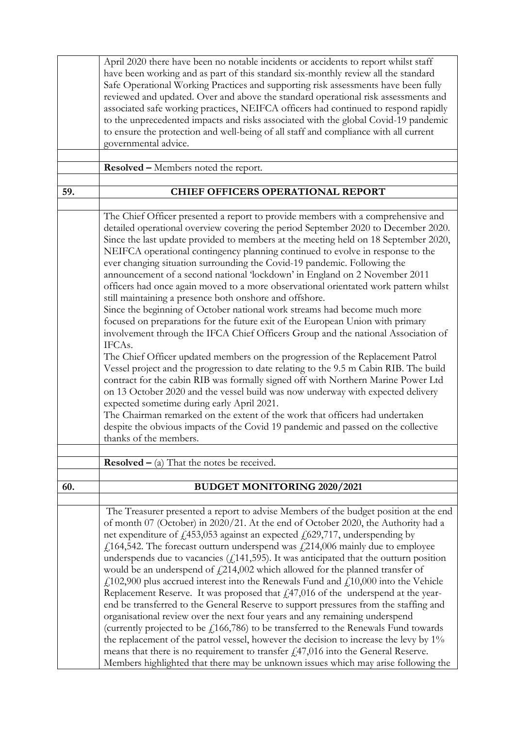| | |
|---|---|
| | April 2020 there have been no notable incidents or accidents to report whilst staff have been working and as part of this standard six-monthly review all the standard Safe Operational Working Practices and supporting risk assessments have been fully reviewed and updated. Over and above the standard operational risk assessments and associated safe working practices, NEIFCA officers had continued to respond rapidly to the unprecedented impacts and risks associated with the global Covid-19 pandemic to ensure the protection and well-being of all staff and compliance with all current governmental advice. |
| | |
| | **Resolved –** Members noted the report. |
| | |
| **59.** | **CHIEF OFFICERS OPERATIONAL REPORT** |
| | |
| | The Chief Officer presented a report to provide members with a comprehensive and detailed operational overview covering the period September 2020 to December 2020. Since the last update provided to members at the meeting held on 18 September 2020, NEIFCA operational contingency planning continued to evolve in response to the ever changing situation surrounding the Covid-19 pandemic. Following the announcement of a second national 'lockdown' in England on 2 November 2011 officers had once again moved to a more observational orientated work pattern whilst still maintaining a presence both onshore and offshore.<br>Since the beginning of October national work streams had become much more focused on preparations for the future exit of the European Union with primary involvement through the IFCA Chief Officers Group and the national Association of IFCAs.<br>The Chief Officer updated members on the progression of the Replacement Patrol Vessel project and the progression to date relating to the 9.5 m Cabin RIB. The build contract for the cabin RIB was formally signed off with Northern Marine Power Ltd on 13 October 2020 and the vessel build was now underway with expected delivery expected sometime during early April 2021.<br>The Chairman remarked on the extent of the work that officers had undertaken despite the obvious impacts of the Covid 19 pandemic and passed on the collective thanks of the members. |
| | |
| | **Resolved –** (a) That the notes be received. |
| | |
| **60.** | **BUDGET MONITORING 2020/2021** |
| | |
| | The Treasurer presented a report to advise Members of the budget position at the end of month 07 (October) in 2020/21. At the end of October 2020, the Authority had a net expenditure of £453,053 against an expected £629,717, underspending by £164,542. The forecast outturn underspend was £214,006 mainly due to employee underspends due to vacancies (£141,595). It was anticipated that the outturn position would be an underspend of £214,002 which allowed for the planned transfer of £102,900 plus accrued interest into the Renewals Fund and £10,000 into the Vehicle Replacement Reserve. It was proposed that £47,016 of the underspend at the year-end be transferred to the General Reserve to support pressures from the staffing and organisational review over the next four years and any remaining underspend (currently projected to be £166,786) to be transferred to the Renewals Fund towards the replacement of the patrol vessel, however the decision to increase the levy by 1% means that there is no requirement to transfer £47,016 into the General Reserve. Members highlighted that there may be unknown issues which may arise following the |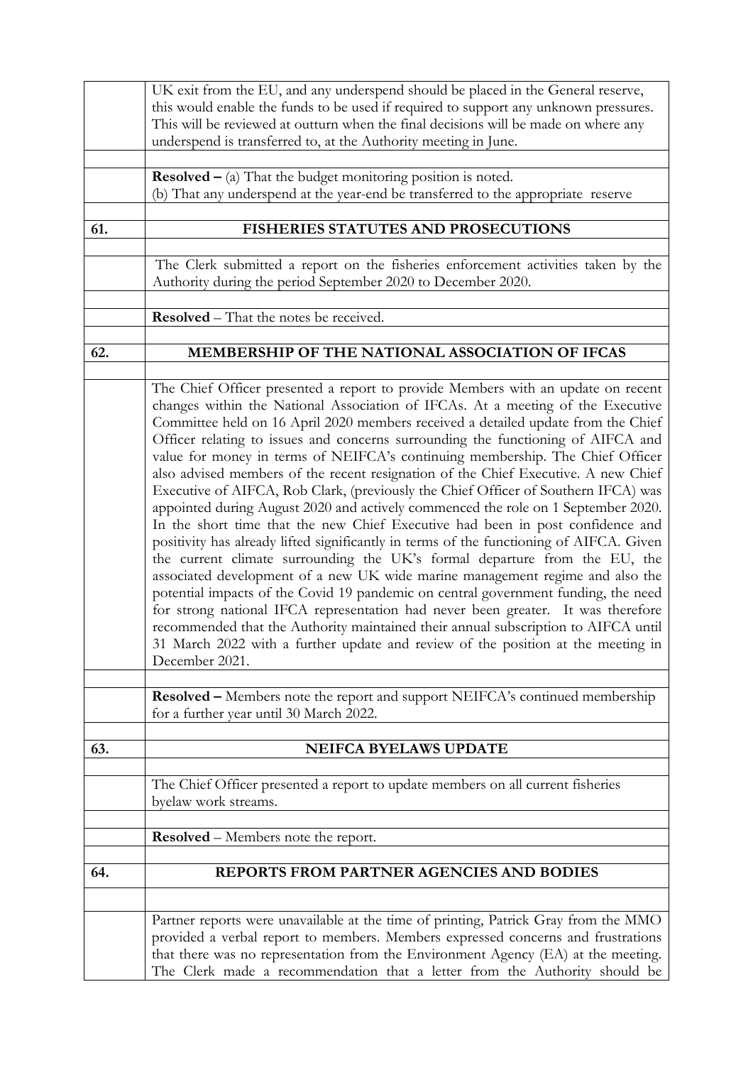UK exit from the EU, and any underspend should be placed in the General reserve, this would enable the funds to be used if required to support any unknown pressures. This will be reviewed at outturn when the final decisions will be made on where any underspend is transferred to, at the Authority meeting in June.

**Resolved –** (a) That the budget monitoring position is noted.
(b) That any underspend at the year-end be transferred to the appropriate reserve

## 61. FISHERIES STATUTES AND PROSECUTIONS

The Clerk submitted a report on the fisheries enforcement activities taken by the Authority during the period September 2020 to December 2020.

**Resolved** – That the notes be received.

## 62. MEMBERSHIP OF THE NATIONAL ASSOCIATION OF IFCAS

The Chief Officer presented a report to provide Members with an update on recent changes within the National Association of IFCAs. At a meeting of the Executive Committee held on 16 April 2020 members received a detailed update from the Chief Officer relating to issues and concerns surrounding the functioning of AIFCA and value for money in terms of NEIFCA's continuing membership. The Chief Officer also advised members of the recent resignation of the Chief Executive. A new Chief Executive of AIFCA, Rob Clark, (previously the Chief Officer of Southern IFCA) was appointed during August 2020 and actively commenced the role on 1 September 2020. In the short time that the new Chief Executive had been in post confidence and positivity has already lifted significantly in terms of the functioning of AIFCA. Given the current climate surrounding the UK's formal departure from the EU, the associated development of a new UK wide marine management regime and also the potential impacts of the Covid 19 pandemic on central government funding, the need for strong national IFCA representation had never been greater. It was therefore recommended that the Authority maintained their annual subscription to AIFCA until 31 March 2022 with a further update and review of the position at the meeting in December 2021.

**Resolved –** Members note the report and support NEIFCA's continued membership for a further year until 30 March 2022.

## 63. NEIFCA BYELAWS UPDATE

The Chief Officer presented a report to update members on all current fisheries byelaw work streams.

**Resolved** – Members note the report.

## 64. REPORTS FROM PARTNER AGENCIES AND BODIES

Partner reports were unavailable at the time of printing, Patrick Gray from the MMO provided a verbal report to members. Members expressed concerns and frustrations that there was no representation from the Environment Agency (EA) at the meeting. The Clerk made a recommendation that a letter from the Authority should be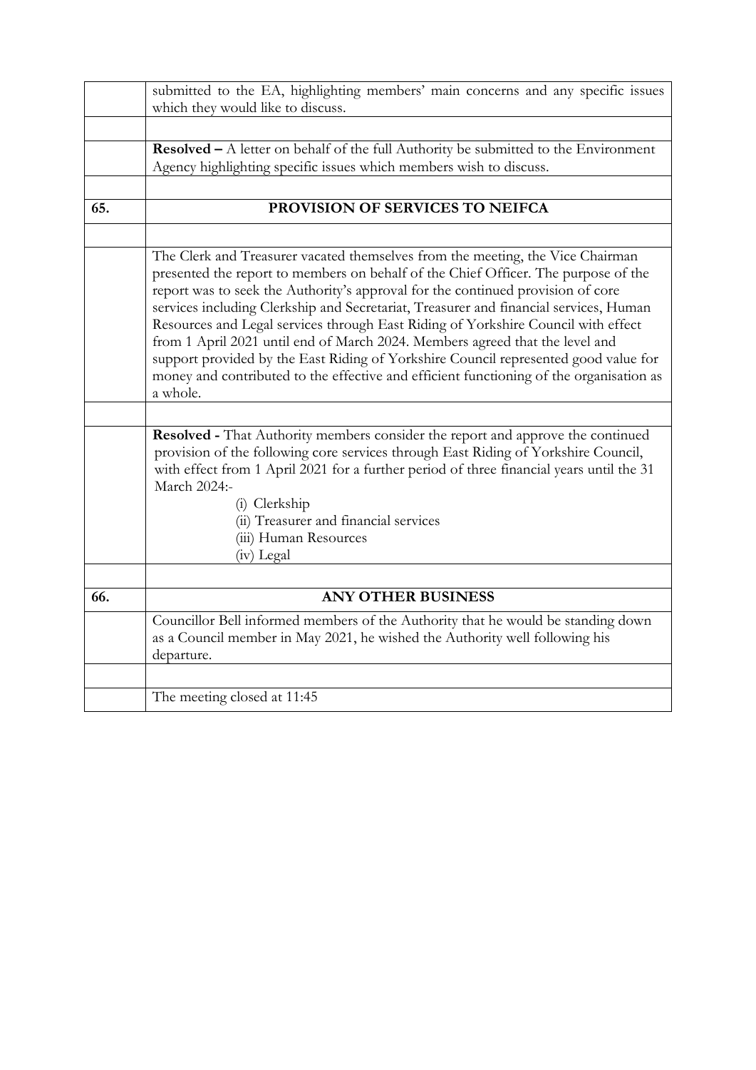| | |
|---|---|
| | submitted to the EA, highlighting members' main concerns and any specific issues which they would like to discuss. |
| | |
| | **Resolved –** A letter on behalf of the full Authority be submitted to the Environment Agency highlighting specific issues which members wish to discuss. |
| | |
| **65.** | **PROVISION OF SERVICES TO NEIFCA** |
| | |
| | The Clerk and Treasurer vacated themselves from the meeting, the Vice Chairman presented the report to members on behalf of the Chief Officer. The purpose of the report was to seek the Authority's approval for the continued provision of core services including Clerkship and Secretariat, Treasurer and financial services, Human Resources and Legal services through East Riding of Yorkshire Council with effect from 1 April 2021 until end of March 2024. Members agreed that the level and support provided by the East Riding of Yorkshire Council represented good value for money and contributed to the effective and efficient functioning of the organisation as a whole. |
| | |
| | **Resolved -** That Authority members consider the report and approve the continued provision of the following core services through East Riding of Yorkshire Council, with effect from 1 April 2021 for a further period of three financial years until the 31 March 2024:- <br>(i) Clerkship <br>(ii) Treasurer and financial services <br>(iii) Human Resources <br>(iv) Legal |
| | |
| **66.** | **ANY OTHER BUSINESS** |
| | Councillor Bell informed members of the Authority that he would be standing down as a Council member in May 2021, he wished the Authority well following his departure. |
| | |
| | The meeting closed at 11:45 |